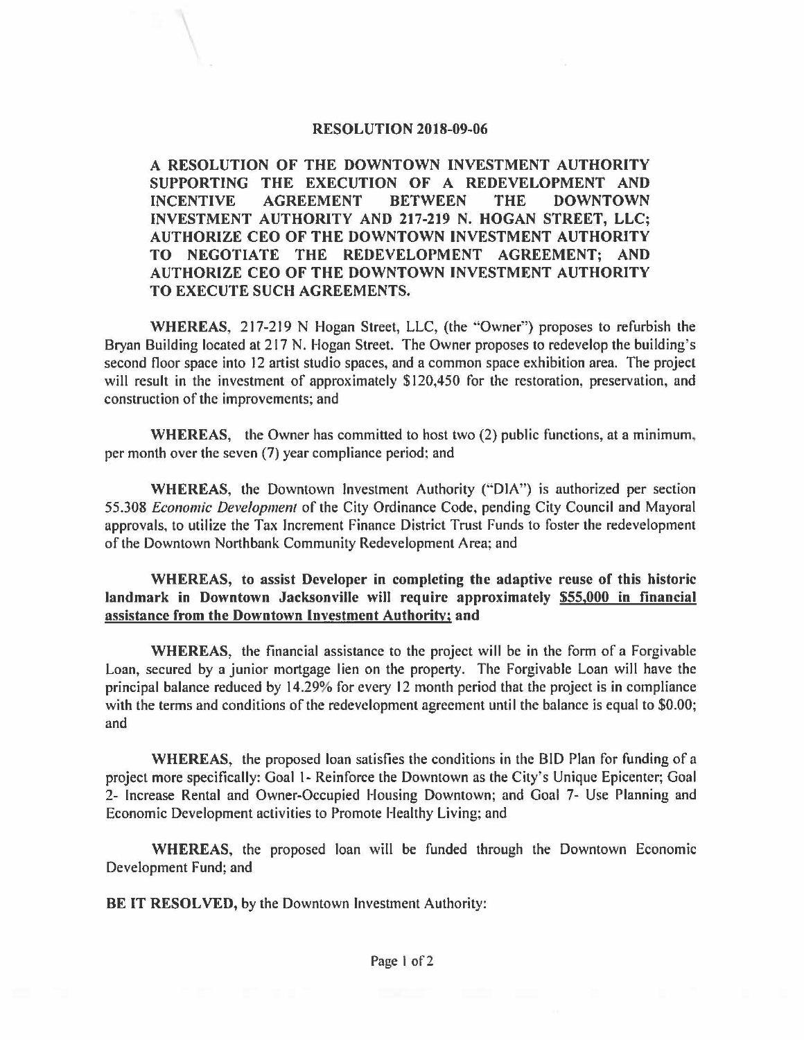# RESOLUTION 2018-09-06

**A RESOLUTION OF THE DOWNTOWN INVESTMENT AUTHORITY SUPPORTING THE EXECUTION OF A REDEVELOPMENT AND INCENTIVE AGREEMENT BETWEEN THE DOWNTOWN INVESTMENT AUTHORITY AND 217-219 N. HOGAN STREET, LLC; AUTHORIZE CEO OF THE DOWNTOWN INVESTMENT AUTHORITY TO NEGOTIATE THE REDEVELOPMENT AGREEMENT; AND AUTHORIZE CEO OF THE DOWNTOWN INVESTMENT AUTHORITY TO EXECUTE SUCH AGREEMENTS.**

**WHEREAS**, 217-219 N Hogan Street, LLC, (the "Owner") proposes to refurbish the Bryan Building located at 217 N. Hogan Street. The Owner proposes to redevelop the building's second floor space into 12 artist studio spaces, and a common space exhibition area. The project will result in the investment of approximately $120,450 for the restoration, preservation, and construction of the improvements; and

**WHEREAS**, the Owner has committed to host two (2) public functions, at a minimum, per month over the seven (7) year compliance period; and

**WHEREAS**, the Downtown Investment Authority ("DIA") is authorized per section 55.308 *Economic Development* of the City Ordinance Code, pending City Council and Mayoral approvals, to utilize the Tax Increment Finance District Trust Funds to foster the redevelopment of the Downtown Northbank Community Redevelopment Area; and

**WHEREAS, to assist Developer in completing the adaptive reuse of this historic landmark in Downtown Jacksonville will require approximately <u>$55,000 in financial assistance from the Downtown Investment Authority</u>; and**

**WHEREAS**, the financial assistance to the project will be in the form of a Forgivable Loan, secured by a junior mortgage lien on the property. The Forgivable Loan will have the principal balance reduced by 14.29% for every 12 month period that the project is in compliance with the terms and conditions of the redevelopment agreement until the balance is equal to $0.00; and

**WHEREAS**, the proposed loan satisfies the conditions in the BID Plan for funding of a project more specifically: Goal 1- Reinforce the Downtown as the City's Unique Epicenter; Goal 2- Increase Rental and Owner-Occupied Housing Downtown; and Goal 7- Use Planning and Economic Development activities to Promote Healthy Living; and

**WHEREAS**, the proposed loan will be funded through the Downtown Economic Development Fund; and

**BE IT RESOLVED,** by the Downtown Investment Authority: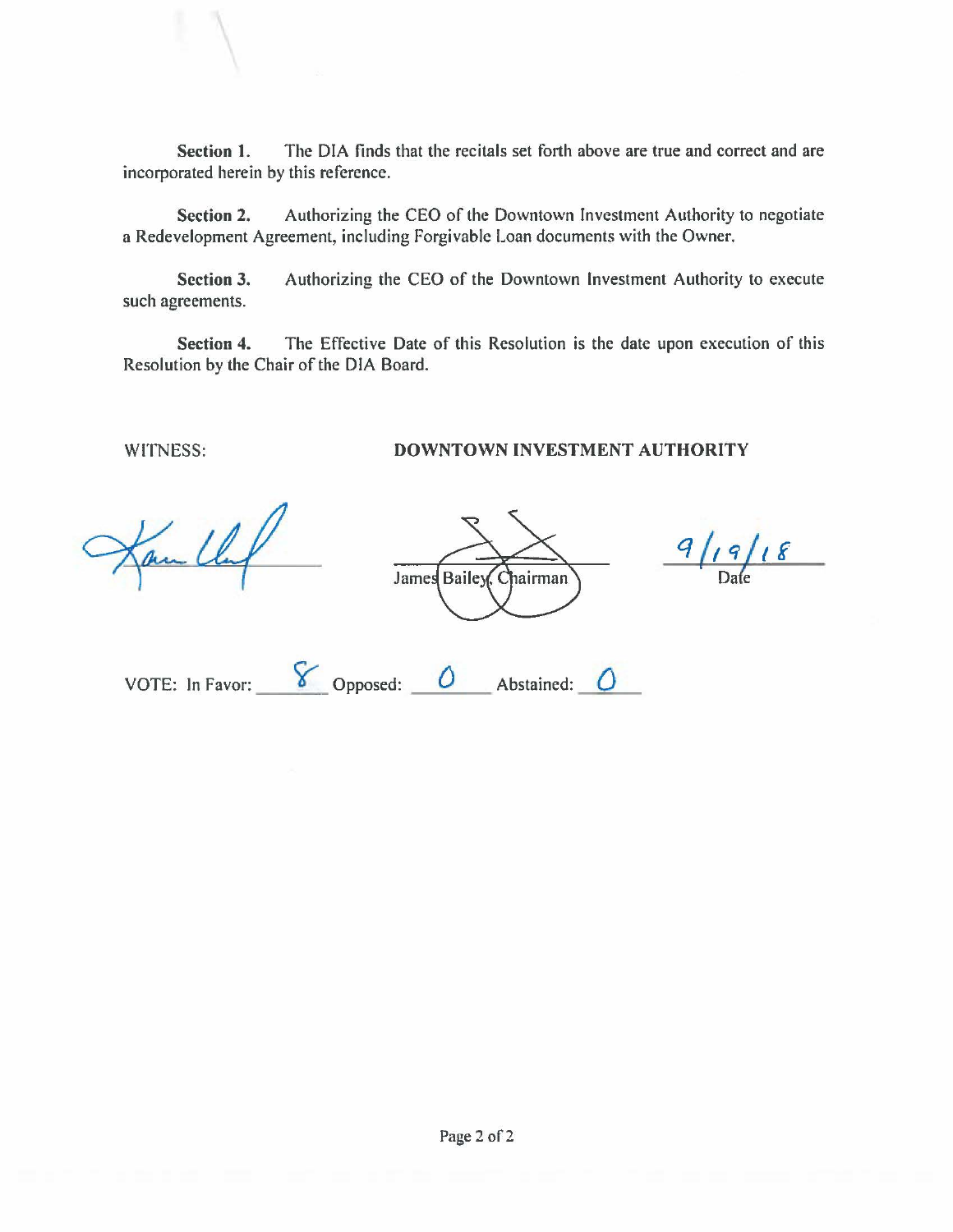**Section 1.** The DIA finds that the recitals set forth above are true and correct and are incorporated herein by this reference.

**Section 2.** Authorizing the CEO of the Downtown Investment Authority to negotiate a Redevelopment Agreement, including Forgivable Loan documents with the Owner.

**Section 3.** Authorizing the CEO of the Downtown Investment Authority to execute such agreements.

**Section 4.** The Effective Date of this Resolution is the date upon execution of this Resolution by the Chair of the DIA Board.

WITNESS: **DOWNTOWN INVESTMENT AUTHORITY**

James Bailey, Chairman

9/19/18
Date

VOTE: In Favor: 8 Opposed: 0 Abstained: 0